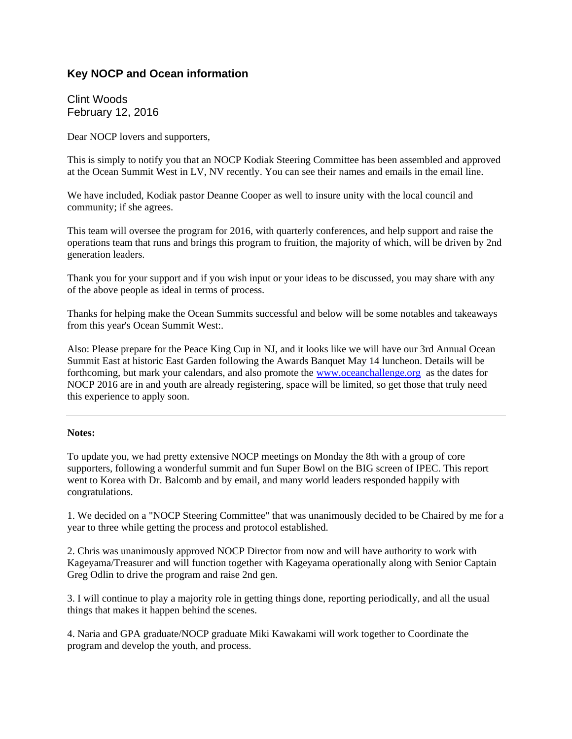## Key NOCP and Ocean information

Clint Woods
February 12, 2016

Dear NOCP lovers and supporters,

This is simply to notify you that an NOCP Kodiak Steering Committee has been assembled and approved at the Ocean Summit West in LV, NV recently. You can see their names and emails in the email line.

We have included, Kodiak pastor Deanne Cooper as well to insure unity with the local council and community; if she agrees.

This team will oversee the program for 2016, with quarterly conferences, and help support and raise the operations team that runs and brings this program to fruition, the majority of which, will be driven by 2nd generation leaders.

Thank you for your support and if you wish input or your ideas to be discussed, you may share with any of the above people as ideal in terms of process.

Thanks for helping make the Ocean Summits successful and below will be some notables and takeaways from this year's Ocean Summit West:.

Also: Please prepare for the Peace King Cup in NJ, and it looks like we will have our 3rd Annual Ocean Summit East at historic East Garden following the Awards Banquet May 14 luncheon. Details will be forthcoming, but mark your calendars, and also promote the [www.oceanchallenge.org](http://www.oceanchallenge.org) as the dates for NOCP 2016 are in and youth are already registering, space will be limited, so get those that truly need this experience to apply soon.

---

**Notes:**

To update you, we had pretty extensive NOCP meetings on Monday the 8th with a group of core supporters, following a wonderful summit and fun Super Bowl on the BIG screen of IPEC. This report went to Korea with Dr. Balcomb and by email, and many world leaders responded happily with congratulations.

1. We decided on a "NOCP Steering Committee" that was unanimously decided to be Chaired by me for a year to three while getting the process and protocol established.

2. Chris was unanimously approved NOCP Director from now and will have authority to work with Kageyama/Treasurer and will function together with Kageyama operationally along with Senior Captain Greg Odlin to drive the program and raise 2nd gen.

3. I will continue to play a majority role in getting things done, reporting periodically, and all the usual things that makes it happen behind the scenes.

4. Naria and GPA graduate/NOCP graduate Miki Kawakami will work together to Coordinate the program and develop the youth, and process.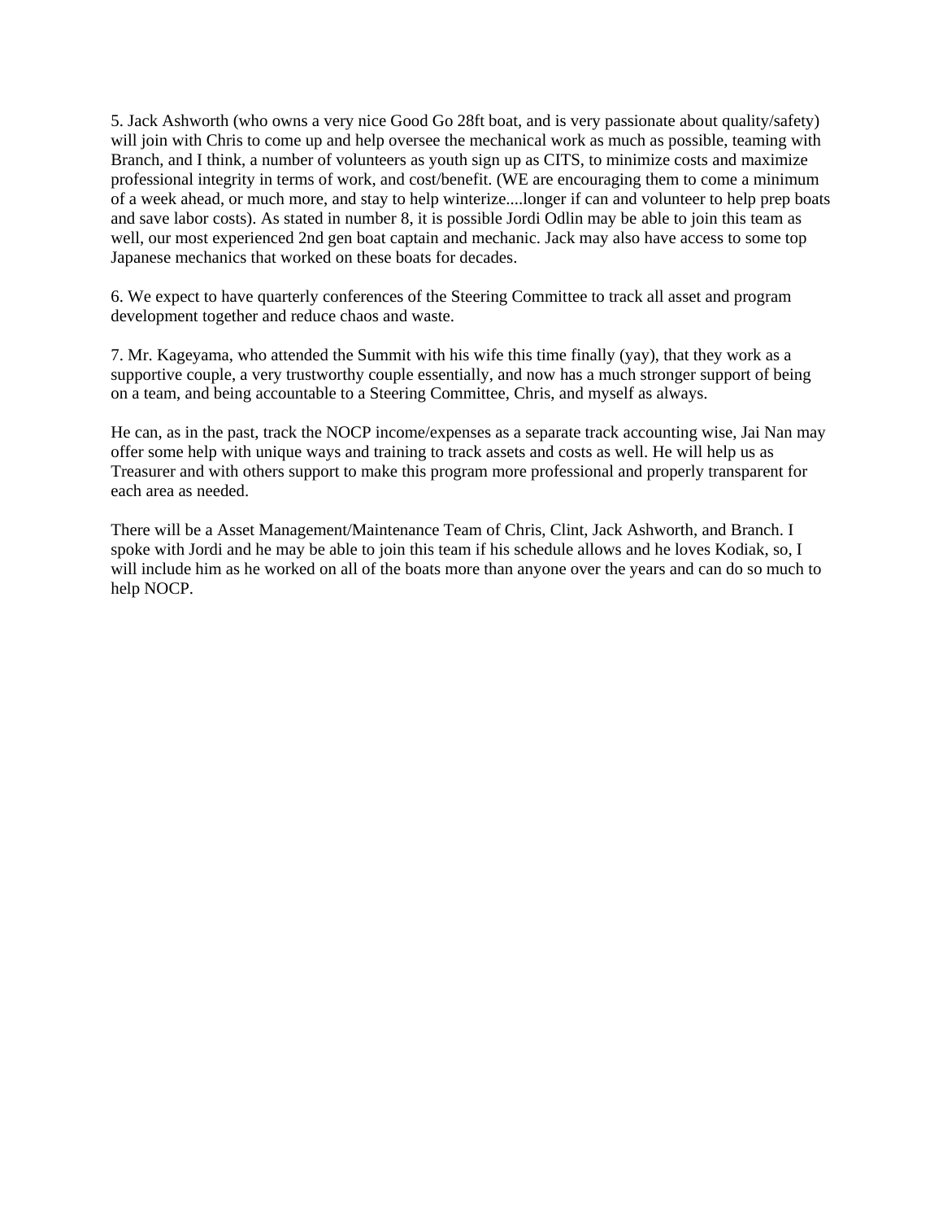5. Jack Ashworth (who owns a very nice Good Go 28ft boat, and is very passionate about quality/safety) will join with Chris to come up and help oversee the mechanical work as much as possible, teaming with Branch, and I think, a number of volunteers as youth sign up as CITS, to minimize costs and maximize professional integrity in terms of work, and cost/benefit. (WE are encouraging them to come a minimum of a week ahead, or much more, and stay to help winterize....longer if can and volunteer to help prep boats and save labor costs). As stated in number 8, it is possible Jordi Odlin may be able to join this team as well, our most experienced 2nd gen boat captain and mechanic. Jack may also have access to some top Japanese mechanics that worked on these boats for decades.

6. We expect to have quarterly conferences of the Steering Committee to track all asset and program development together and reduce chaos and waste.

7. Mr. Kageyama, who attended the Summit with his wife this time finally (yay), that they work as a supportive couple, a very trustworthy couple essentially, and now has a much stronger support of being on a team, and being accountable to a Steering Committee, Chris, and myself as always.

He can, as in the past, track the NOCP income/expenses as a separate track accounting wise, Jai Nan may offer some help with unique ways and training to track assets and costs as well. He will help us as Treasurer and with others support to make this program more professional and properly transparent for each area as needed.

There will be a Asset Management/Maintenance Team of Chris, Clint, Jack Ashworth, and Branch. I spoke with Jordi and he may be able to join this team if his schedule allows and he loves Kodiak, so, I will include him as he worked on all of the boats more than anyone over the years and can do so much to help NOCP.